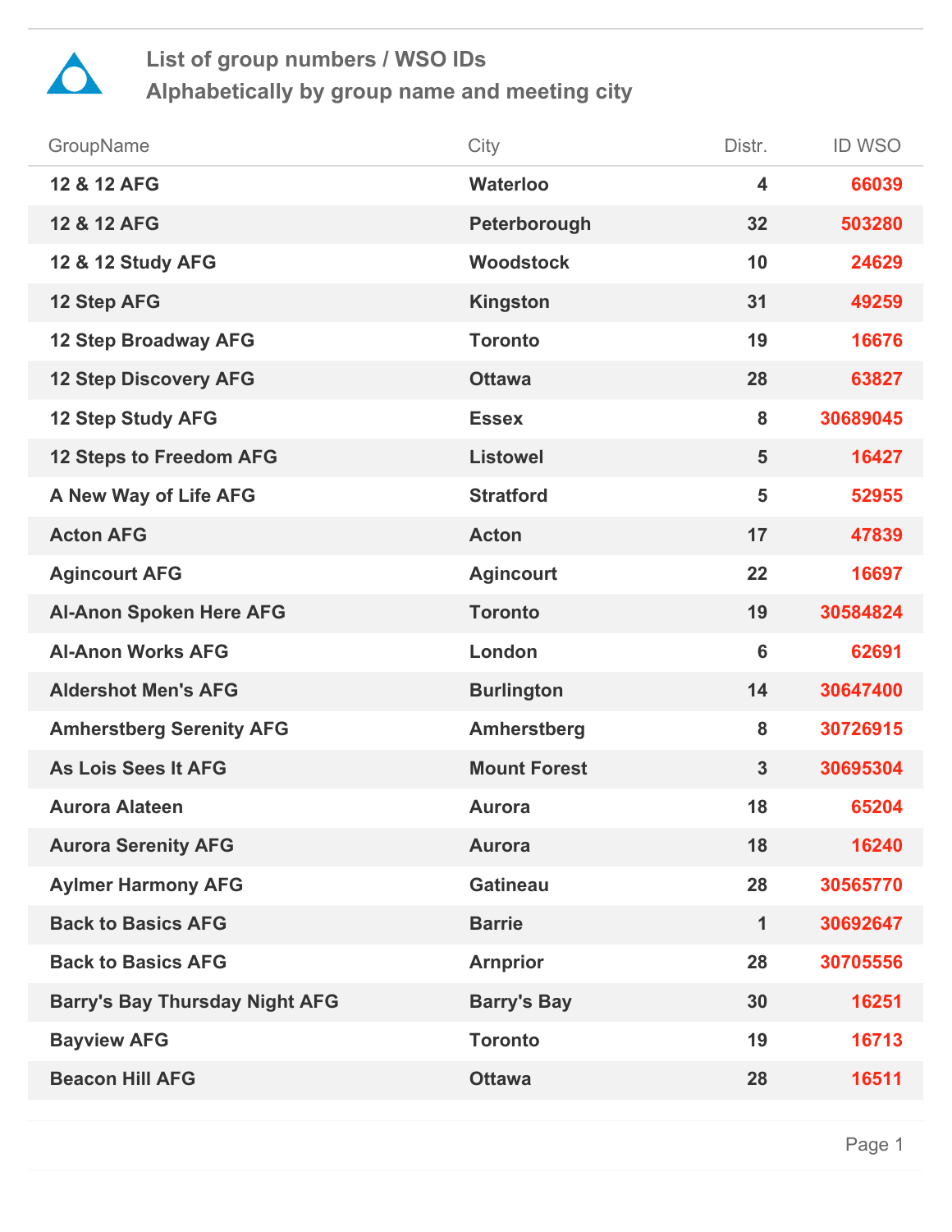# List of group numbers / WSO IDs
## Alphabetically by group name and meeting city

| GroupName | City | Distr. | ID WSO |
|---|---|---|---|
| 12 & 12 AFG | Waterloo | 4 | 66039 |
| 12 & 12 AFG | Peterborough | 32 | 503280 |
| 12 & 12 Study AFG | Woodstock | 10 | 24629 |
| 12 Step AFG | Kingston | 31 | 49259 |
| 12 Step Broadway AFG | Toronto | 19 | 16676 |
| 12 Step Discovery AFG | Ottawa | 28 | 63827 |
| 12 Step Study AFG | Essex | 8 | 30689045 |
| 12 Steps to Freedom AFG | Listowel | 5 | 16427 |
| A New Way of Life AFG | Stratford | 5 | 52955 |
| Acton AFG | Acton | 17 | 47839 |
| Agincourt AFG | Agincourt | 22 | 16697 |
| Al-Anon Spoken Here AFG | Toronto | 19 | 30584824 |
| Al-Anon Works AFG | London | 6 | 62691 |
| Aldershot Men's AFG | Burlington | 14 | 30647400 |
| Amherstberg Serenity AFG | Amherstberg | 8 | 30726915 |
| As Lois Sees It AFG | Mount Forest | 3 | 30695304 |
| Aurora Alateen | Aurora | 18 | 65204 |
| Aurora Serenity AFG | Aurora | 18 | 16240 |
| Aylmer Harmony AFG | Gatineau | 28 | 30565770 |
| Back to Basics AFG | Barrie | 1 | 30692647 |
| Back to Basics AFG | Arnprior | 28 | 30705556 |
| Barry's Bay Thursday Night AFG | Barry's Bay | 30 | 16251 |
| Bayview AFG | Toronto | 19 | 16713 |
| Beacon Hill AFG | Ottawa | 28 | 16511 |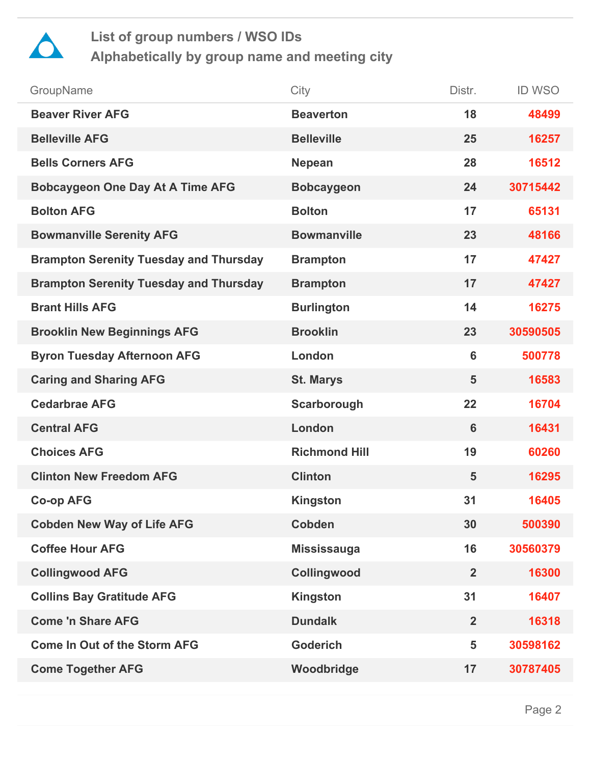## List of group numbers / WSO IDs
## Alphabetically by group name and meeting city

| GroupName | City | Distr. | ID WSO |
|---|---|---|---|
| Beaver River AFG | Beaverton | 18 | 48499 |
| Belleville AFG | Belleville | 25 | 16257 |
| Bells Corners AFG | Nepean | 28 | 16512 |
| Bobcaygeon One Day At A Time AFG | Bobcaygeon | 24 | 30715442 |
| Bolton AFG | Bolton | 17 | 65131 |
| Bowmanville Serenity AFG | Bowmanville | 23 | 48166 |
| Brampton Serenity Tuesday and Thursday | Brampton | 17 | 47427 |
| Brampton Serenity Tuesday and Thursday | Brampton | 17 | 47427 |
| Brant Hills AFG | Burlington | 14 | 16275 |
| Brooklin New Beginnings AFG | Brooklin | 23 | 30590505 |
| Byron Tuesday Afternoon AFG | London | 6 | 500778 |
| Caring and Sharing AFG | St. Marys | 5 | 16583 |
| Cedarbrae AFG | Scarborough | 22 | 16704 |
| Central AFG | London | 6 | 16431 |
| Choices AFG | Richmond Hill | 19 | 60260 |
| Clinton New Freedom AFG | Clinton | 5 | 16295 |
| Co-op AFG | Kingston | 31 | 16405 |
| Cobden New Way of Life AFG | Cobden | 30 | 500390 |
| Coffee Hour AFG | Mississauga | 16 | 30560379 |
| Collingwood AFG | Collingwood | 2 | 16300 |
| Collins Bay Gratitude AFG | Kingston | 31 | 16407 |
| Come 'n Share AFG | Dundalk | 2 | 16318 |
| Come In Out of the Storm AFG | Goderich | 5 | 30598162 |
| Come Together AFG | Woodbridge | 17 | 30787405 |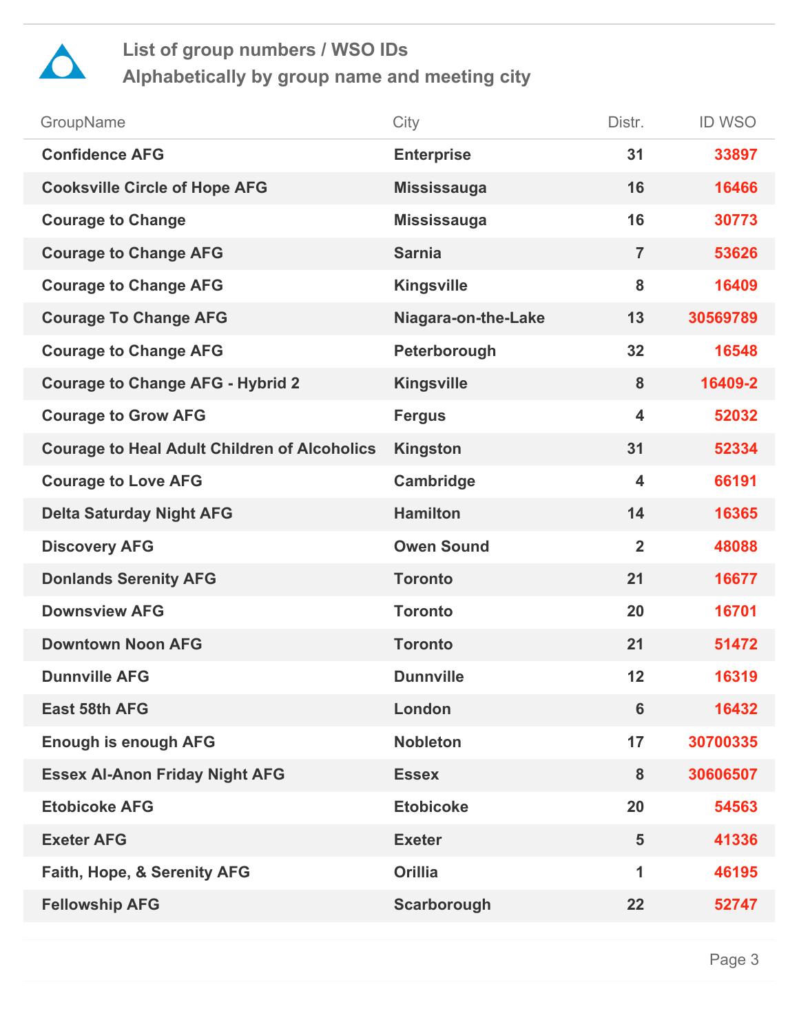## List of group numbers / WSO IDs
## Alphabetically by group name and meeting city

| GroupName | City | Distr. | ID WSO |
|---|---|---|---|
| **Confidence AFG** | **Enterprise** | **31** | **33897** |
| **Cooksville Circle of Hope AFG** | **Mississauga** | **16** | **16466** |
| **Courage to Change** | **Mississauga** | **16** | **30773** |
| **Courage to Change AFG** | **Sarnia** | **7** | **53626** |
| **Courage to Change AFG** | **Kingsville** | **8** | **16409** |
| **Courage To Change AFG** | **Niagara-on-the-Lake** | **13** | **30569789** |
| **Courage to Change AFG** | **Peterborough** | **32** | **16548** |
| **Courage to Change AFG - Hybrid 2** | **Kingsville** | **8** | **16409-2** |
| **Courage to Grow AFG** | **Fergus** | **4** | **52032** |
| **Courage to Heal Adult Children of Alcoholics** | **Kingston** | **31** | **52334** |
| **Courage to Love AFG** | **Cambridge** | **4** | **66191** |
| **Delta Saturday Night AFG** | **Hamilton** | **14** | **16365** |
| **Discovery AFG** | **Owen Sound** | **2** | **48088** |
| **Donlands Serenity AFG** | **Toronto** | **21** | **16677** |
| **Downsview AFG** | **Toronto** | **20** | **16701** |
| **Downtown Noon AFG** | **Toronto** | **21** | **51472** |
| **Dunnville AFG** | **Dunnville** | **12** | **16319** |
| **East 58th AFG** | **London** | **6** | **16432** |
| **Enough is enough AFG** | **Nobleton** | **17** | **30700335** |
| **Essex Al-Anon Friday Night AFG** | **Essex** | **8** | **30606507** |
| **Etobicoke AFG** | **Etobicoke** | **20** | **54563** |
| **Exeter AFG** | **Exeter** | **5** | **41336** |
| **Faith, Hope, & Serenity AFG** | **Orillia** | **1** | **46195** |
| **Fellowship AFG** | **Scarborough** | **22** | **52747** |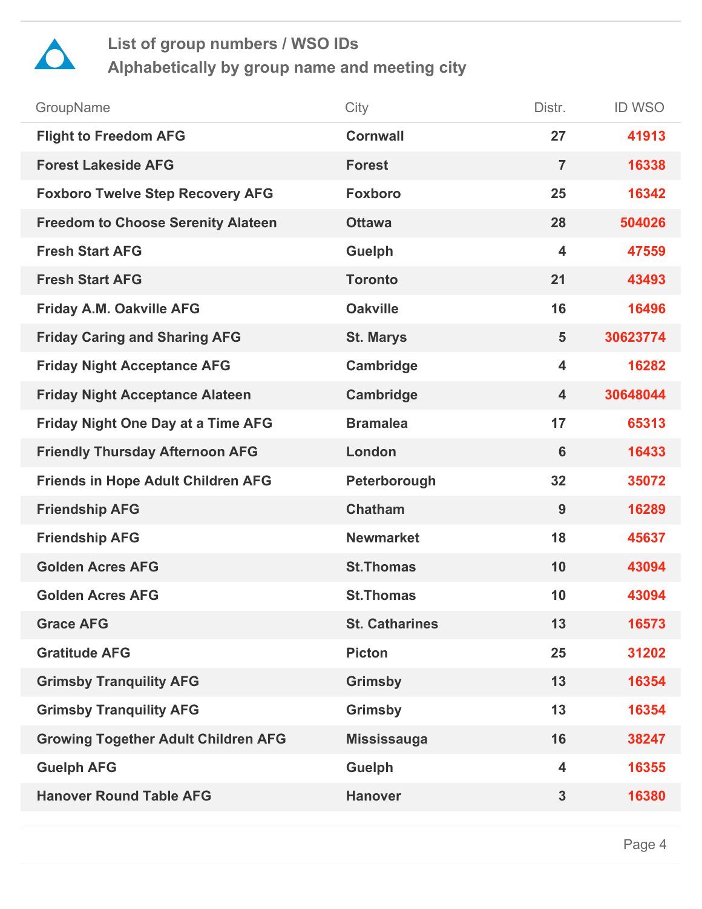## List of group numbers / WSO IDs
## Alphabetically by group name and meeting city

| GroupName | City | Distr. | ID WSO |
|---|---|---|---|
| Flight to Freedom AFG | Cornwall | 27 | 41913 |
| Forest Lakeside AFG | Forest | 7 | 16338 |
| Foxboro Twelve Step Recovery AFG | Foxboro | 25 | 16342 |
| Freedom to Choose Serenity Alateen | Ottawa | 28 | 504026 |
| Fresh Start AFG | Guelph | 4 | 47559 |
| Fresh Start AFG | Toronto | 21 | 43493 |
| Friday A.M. Oakville AFG | Oakville | 16 | 16496 |
| Friday Caring and Sharing AFG | St. Marys | 5 | 30623774 |
| Friday Night Acceptance AFG | Cambridge | 4 | 16282 |
| Friday Night Acceptance Alateen | Cambridge | 4 | 30648044 |
| Friday Night One Day at a Time AFG | Bramalea | 17 | 65313 |
| Friendly Thursday Afternoon AFG | London | 6 | 16433 |
| Friends in Hope Adult Children AFG | Peterborough | 32 | 35072 |
| Friendship AFG | Chatham | 9 | 16289 |
| Friendship AFG | Newmarket | 18 | 45637 |
| Golden Acres AFG | St.Thomas | 10 | 43094 |
| Golden Acres AFG | St.Thomas | 10 | 43094 |
| Grace AFG | St. Catharines | 13 | 16573 |
| Gratitude AFG | Picton | 25 | 31202 |
| Grimsby Tranquility AFG | Grimsby | 13 | 16354 |
| Grimsby Tranquility AFG | Grimsby | 13 | 16354 |
| Growing Together Adult Children AFG | Mississauga | 16 | 38247 |
| Guelph AFG | Guelph | 4 | 16355 |
| Hanover Round Table AFG | Hanover | 3 | 16380 |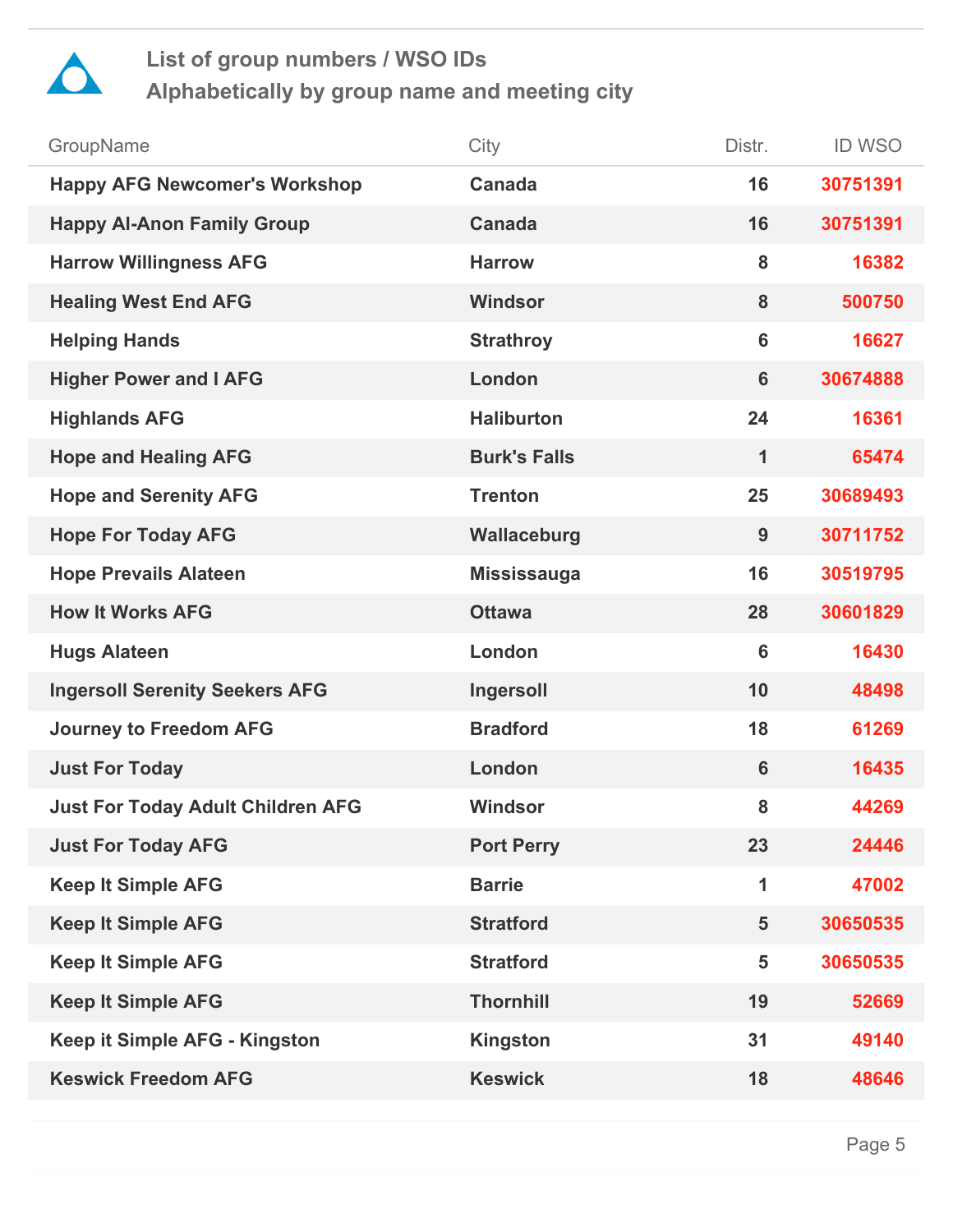## List of group numbers / WSO IDs
## Alphabetically by group name and meeting city

| GroupName | City | Distr. | ID WSO |
|---|---|---|---|
| **Happy AFG Newcomer's Workshop** | **Canada** | **16** | **30751391** |
| **Happy Al-Anon Family Group** | **Canada** | **16** | **30751391** |
| **Harrow Willingness AFG** | **Harrow** | **8** | **16382** |
| **Healing West End AFG** | **Windsor** | **8** | **500750** |
| **Helping Hands** | **Strathroy** | **6** | **16627** |
| **Higher Power and I AFG** | **London** | **6** | **30674888** |
| **Highlands AFG** | **Haliburton** | **24** | **16361** |
| **Hope and Healing AFG** | **Burk's Falls** | **1** | **65474** |
| **Hope and Serenity AFG** | **Trenton** | **25** | **30689493** |
| **Hope For Today AFG** | **Wallaceburg** | **9** | **30711752** |
| **Hope Prevails Alateen** | **Mississauga** | **16** | **30519795** |
| **How It Works AFG** | **Ottawa** | **28** | **30601829** |
| **Hugs Alateen** | **London** | **6** | **16430** |
| **Ingersoll Serenity Seekers AFG** | **Ingersoll** | **10** | **48498** |
| **Journey to Freedom AFG** | **Bradford** | **18** | **61269** |
| **Just For Today** | **London** | **6** | **16435** |
| **Just For Today Adult Children AFG** | **Windsor** | **8** | **44269** |
| **Just For Today AFG** | **Port Perry** | **23** | **24446** |
| **Keep It Simple AFG** | **Barrie** | **1** | **47002** |
| **Keep It Simple AFG** | **Stratford** | **5** | **30650535** |
| **Keep It Simple AFG** | **Stratford** | **5** | **30650535** |
| **Keep It Simple AFG** | **Thornhill** | **19** | **52669** |
| **Keep it Simple AFG - Kingston** | **Kingston** | **31** | **49140** |
| **Keswick Freedom AFG** | **Keswick** | **18** | **48646** |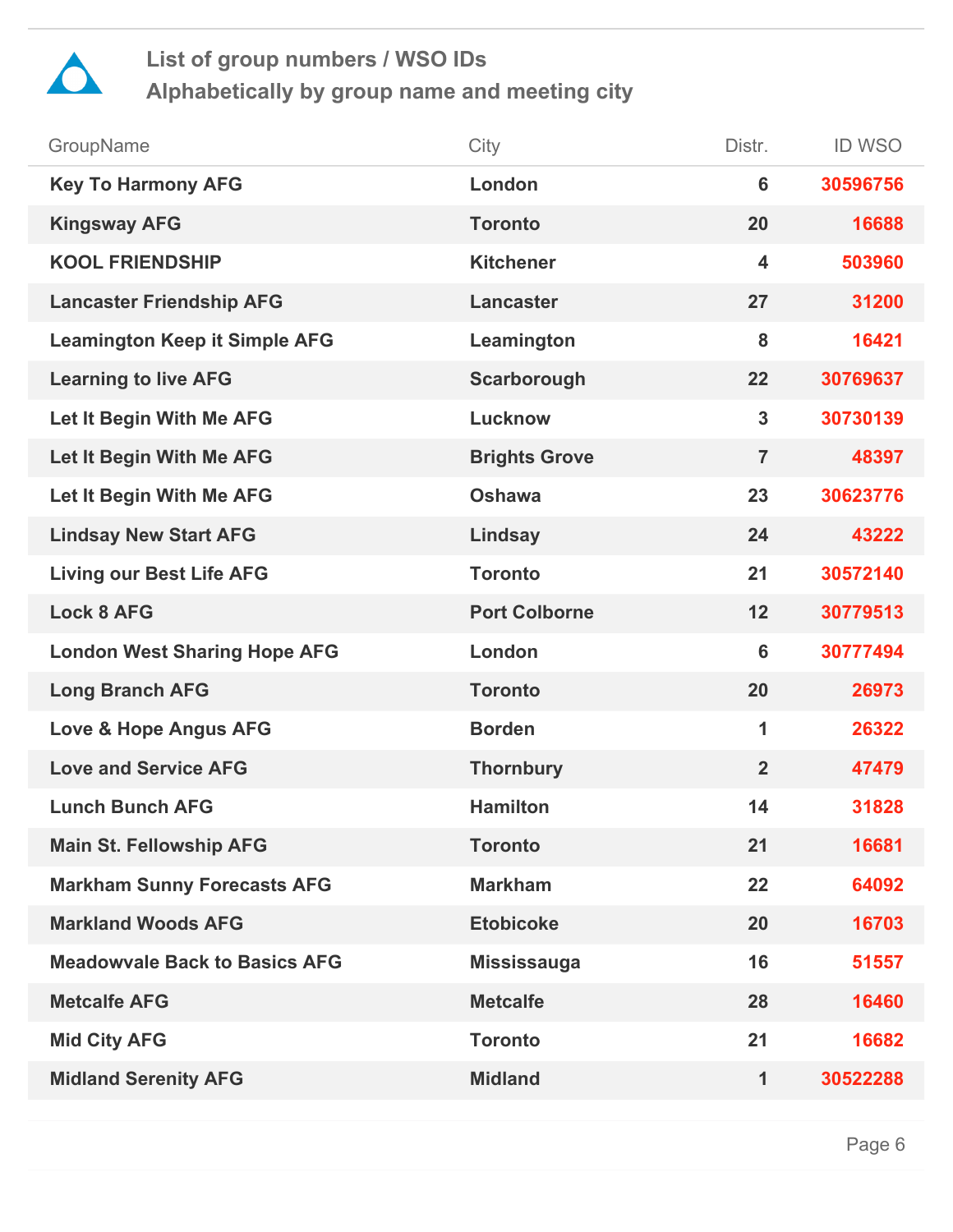# List of group numbers / WSO IDs
## Alphabetically by group name and meeting city

| GroupName | City | Distr. | ID WSO |
|---|---|---|---|
| **Key To Harmony AFG** | **London** | **6** | **30596756** |
| **Kingsway AFG** | **Toronto** | **20** | **16688** |
| **KOOL FRIENDSHIP** | **Kitchener** | **4** | **503960** |
| **Lancaster Friendship AFG** | **Lancaster** | **27** | **31200** |
| **Leamington Keep it Simple AFG** | **Leamington** | **8** | **16421** |
| **Learning to live AFG** | **Scarborough** | **22** | **30769637** |
| **Let It Begin With Me AFG** | **Lucknow** | **3** | **30730139** |
| **Let It Begin With Me AFG** | **Brights Grove** | **7** | **48397** |
| **Let It Begin With Me AFG** | **Oshawa** | **23** | **30623776** |
| **Lindsay New Start AFG** | **Lindsay** | **24** | **43222** |
| **Living our Best Life AFG** | **Toronto** | **21** | **30572140** |
| **Lock 8 AFG** | **Port Colborne** | **12** | **30779513** |
| **London West Sharing Hope AFG** | **London** | **6** | **30777494** |
| **Long Branch AFG** | **Toronto** | **20** | **26973** |
| **Love & Hope Angus AFG** | **Borden** | **1** | **26322** |
| **Love and Service AFG** | **Thornbury** | **2** | **47479** |
| **Lunch Bunch AFG** | **Hamilton** | **14** | **31828** |
| **Main St. Fellowship AFG** | **Toronto** | **21** | **16681** |
| **Markham Sunny Forecasts AFG** | **Markham** | **22** | **64092** |
| **Markland Woods AFG** | **Etobicoke** | **20** | **16703** |
| **Meadowvale Back to Basics AFG** | **Mississauga** | **16** | **51557** |
| **Metcalfe AFG** | **Metcalfe** | **28** | **16460** |
| **Mid City AFG** | **Toronto** | **21** | **16682** |
| **Midland Serenity AFG** | **Midland** | **1** | **30522288** |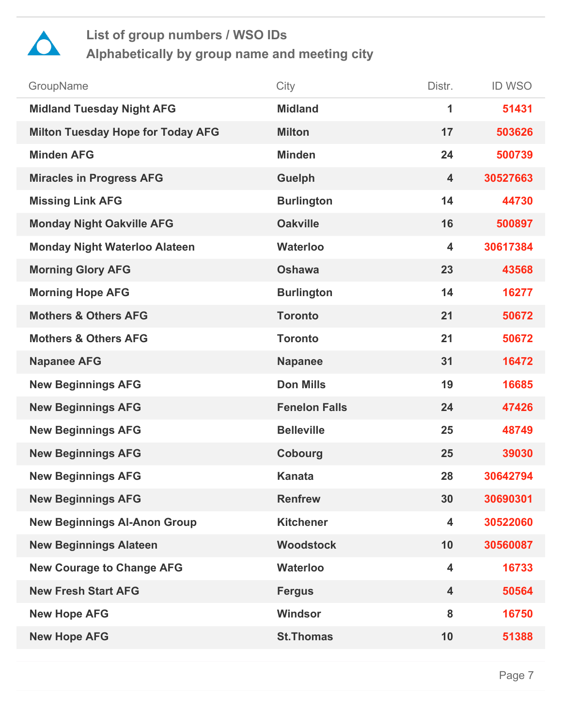## List of group numbers / WSO IDs
## Alphabetically by group name and meeting city

| GroupName | City | Distr. | ID WSO |
|---|---|---|---|
| **Midland Tuesday Night AFG** | **Midland** | **1** | **51431** |
| **Milton Tuesday Hope for Today AFG** | **Milton** | **17** | **503626** |
| **Minden AFG** | **Minden** | **24** | **500739** |
| **Miracles in Progress AFG** | **Guelph** | **4** | **30527663** |
| **Missing Link AFG** | **Burlington** | **14** | **44730** |
| **Monday Night Oakville AFG** | **Oakville** | **16** | **500897** |
| **Monday Night Waterloo Alateen** | **Waterloo** | **4** | **30617384** |
| **Morning Glory AFG** | **Oshawa** | **23** | **43568** |
| **Morning Hope AFG** | **Burlington** | **14** | **16277** |
| **Mothers & Others AFG** | **Toronto** | **21** | **50672** |
| **Mothers & Others AFG** | **Toronto** | **21** | **50672** |
| **Napanee AFG** | **Napanee** | **31** | **16472** |
| **New Beginnings AFG** | **Don Mills** | **19** | **16685** |
| **New Beginnings AFG** | **Fenelon Falls** | **24** | **47426** |
| **New Beginnings AFG** | **Belleville** | **25** | **48749** |
| **New Beginnings AFG** | **Cobourg** | **25** | **39030** |
| **New Beginnings AFG** | **Kanata** | **28** | **30642794** |
| **New Beginnings AFG** | **Renfrew** | **30** | **30690301** |
| **New Beginnings Al-Anon Group** | **Kitchener** | **4** | **30522060** |
| **New Beginnings Alateen** | **Woodstock** | **10** | **30560087** |
| **New Courage to Change AFG** | **Waterloo** | **4** | **16733** |
| **New Fresh Start AFG** | **Fergus** | **4** | **50564** |
| **New Hope AFG** | **Windsor** | **8** | **16750** |
| **New Hope AFG** | **St.Thomas** | **10** | **51388** |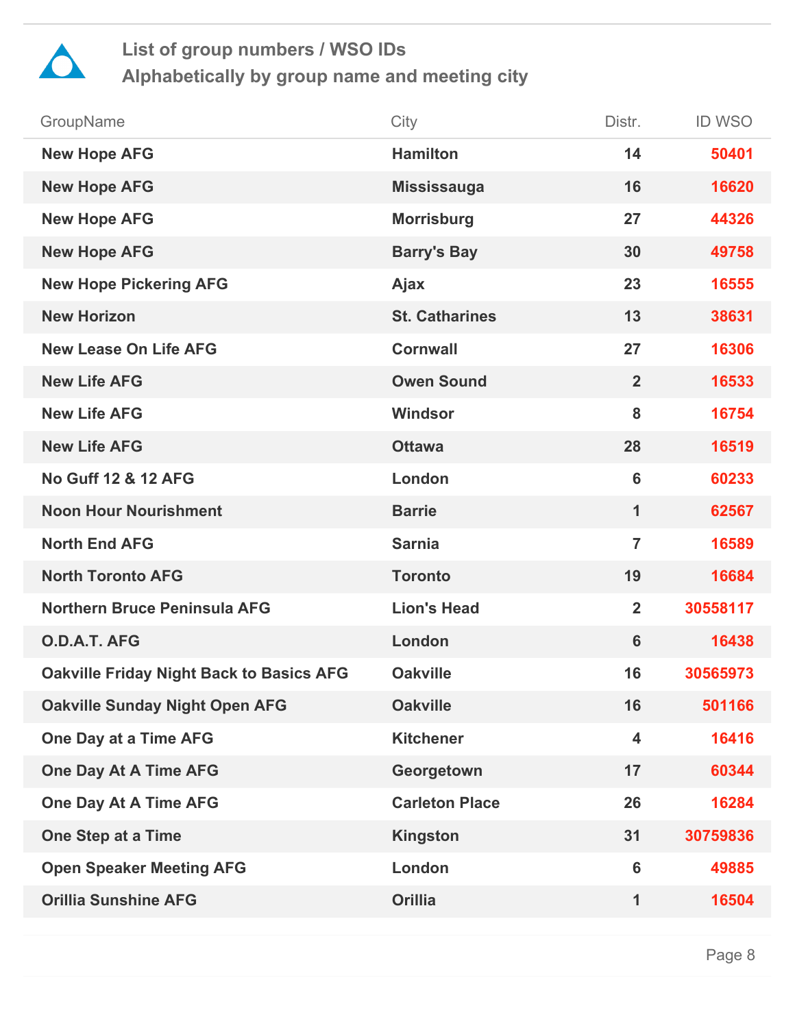## List of group numbers / WSO IDs
## Alphabetically by group name and meeting city

| GroupName | City | Distr. | ID WSO |
|---|---|---|---|
| New Hope AFG | Hamilton | 14 | 50401 |
| New Hope AFG | Mississauga | 16 | 16620 |
| New Hope AFG | Morrisburg | 27 | 44326 |
| New Hope AFG | Barry's Bay | 30 | 49758 |
| New Hope Pickering AFG | Ajax | 23 | 16555 |
| New Horizon | St. Catharines | 13 | 38631 |
| New Lease On Life AFG | Cornwall | 27 | 16306 |
| New Life AFG | Owen Sound | 2 | 16533 |
| New Life AFG | Windsor | 8 | 16754 |
| New Life AFG | Ottawa | 28 | 16519 |
| No Guff 12 & 12 AFG | London | 6 | 60233 |
| Noon Hour Nourishment | Barrie | 1 | 62567 |
| North End AFG | Sarnia | 7 | 16589 |
| North Toronto AFG | Toronto | 19 | 16684 |
| Northern Bruce Peninsula AFG | Lion's Head | 2 | 30558117 |
| O.D.A.T. AFG | London | 6 | 16438 |
| Oakville Friday Night Back to Basics AFG | Oakville | 16 | 30565973 |
| Oakville Sunday Night Open AFG | Oakville | 16 | 501166 |
| One Day at a Time AFG | Kitchener | 4 | 16416 |
| One Day At A Time AFG | Georgetown | 17 | 60344 |
| One Day At A Time AFG | Carleton Place | 26 | 16284 |
| One Step at a Time | Kingston | 31 | 30759836 |
| Open Speaker Meeting AFG | London | 6 | 49885 |
| Orillia Sunshine AFG | Orillia | 1 | 16504 |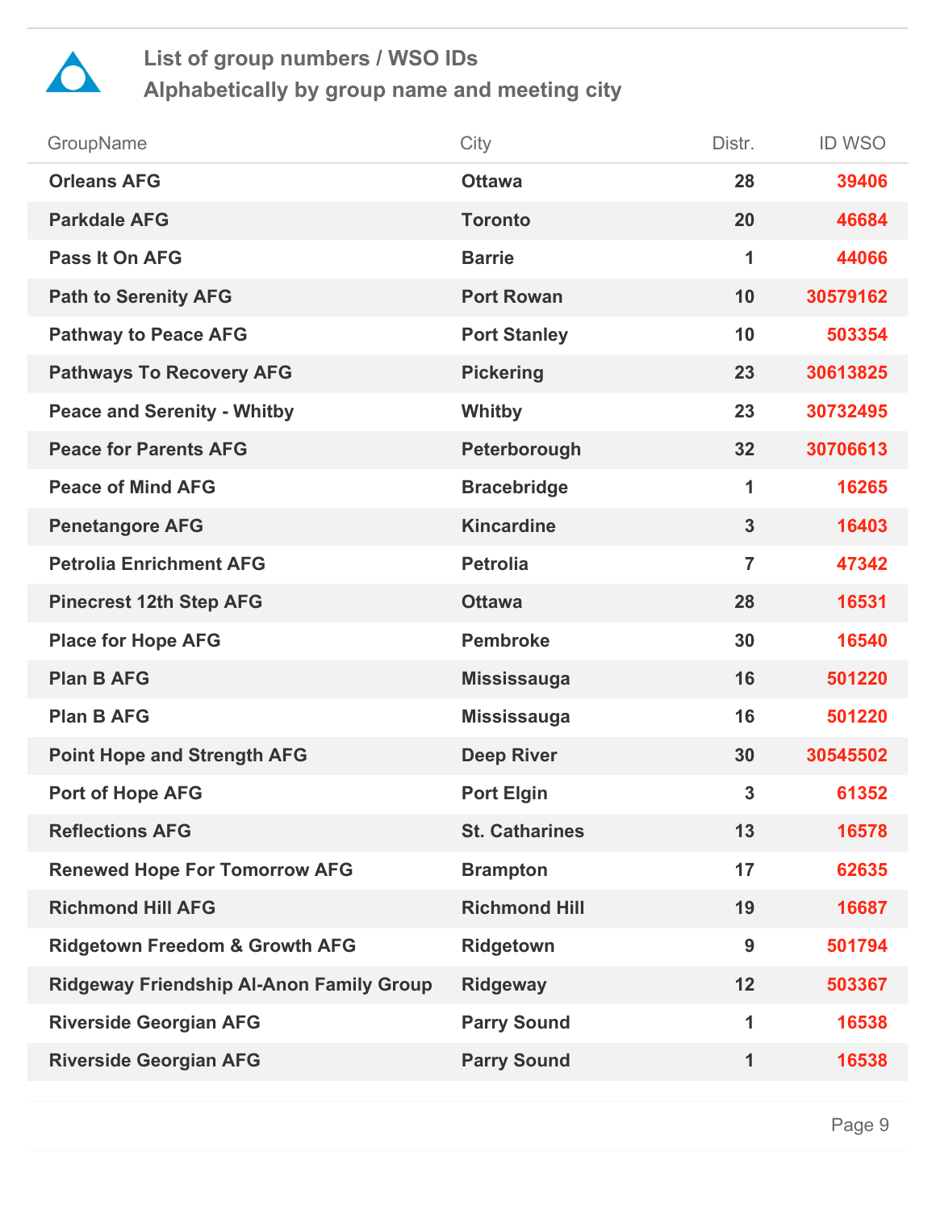## List of group numbers / WSO IDs
## Alphabetically by group name and meeting city

| GroupName | City | Distr. | ID WSO |
|---|---|---|---|
| **Orleans AFG** | **Ottawa** | **28** | **39406** |
| **Parkdale AFG** | **Toronto** | **20** | **46684** |
| **Pass It On AFG** | **Barrie** | **1** | **44066** |
| **Path to Serenity AFG** | **Port Rowan** | **10** | **30579162** |
| **Pathway to Peace AFG** | **Port Stanley** | **10** | **503354** |
| **Pathways To Recovery AFG** | **Pickering** | **23** | **30613825** |
| **Peace and Serenity - Whitby** | **Whitby** | **23** | **30732495** |
| **Peace for Parents AFG** | **Peterborough** | **32** | **30706613** |
| **Peace of Mind AFG** | **Bracebridge** | **1** | **16265** |
| **Penetangore AFG** | **Kincardine** | **3** | **16403** |
| **Petrolia Enrichment AFG** | **Petrolia** | **7** | **47342** |
| **Pinecrest 12th Step AFG** | **Ottawa** | **28** | **16531** |
| **Place for Hope AFG** | **Pembroke** | **30** | **16540** |
| **Plan B AFG** | **Mississauga** | **16** | **501220** |
| **Plan B AFG** | **Mississauga** | **16** | **501220** |
| **Point Hope and Strength AFG** | **Deep River** | **30** | **30545502** |
| **Port of Hope AFG** | **Port Elgin** | **3** | **61352** |
| **Reflections AFG** | **St. Catharines** | **13** | **16578** |
| **Renewed Hope For Tomorrow AFG** | **Brampton** | **17** | **62635** |
| **Richmond Hill AFG** | **Richmond Hill** | **19** | **16687** |
| **Ridgetown Freedom & Growth AFG** | **Ridgetown** | **9** | **501794** |
| **Ridgeway Friendship Al-Anon Family Group** | **Ridgeway** | **12** | **503367** |
| **Riverside Georgian AFG** | **Parry Sound** | **1** | **16538** |
| **Riverside Georgian AFG** | **Parry Sound** | **1** | **16538** |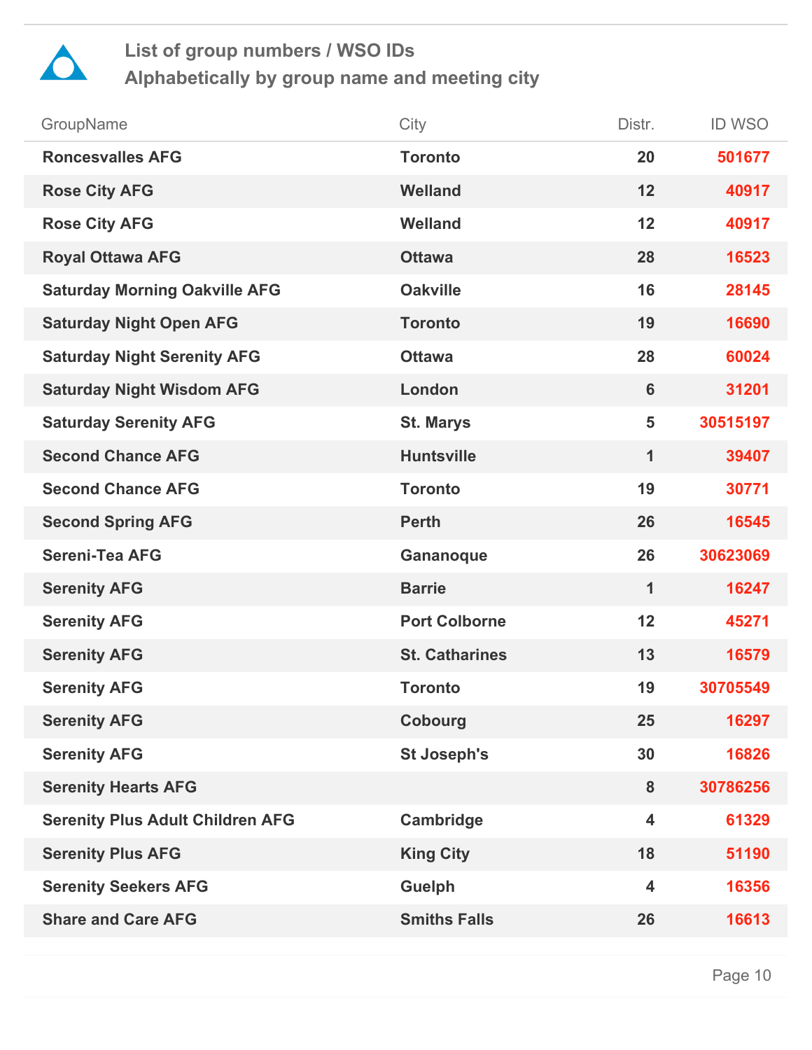# List of group numbers / WSO IDs
## Alphabetically by group name and meeting city

| GroupName | City | Distr. | ID WSO |
|---|---|---|---|
| **Roncesvalles AFG** | **Toronto** | **20** | **501677** |
| **Rose City AFG** | **Welland** | **12** | **40917** |
| **Rose City AFG** | **Welland** | **12** | **40917** |
| **Royal Ottawa AFG** | **Ottawa** | **28** | **16523** |
| **Saturday Morning Oakville AFG** | **Oakville** | **16** | **28145** |
| **Saturday Night Open AFG** | **Toronto** | **19** | **16690** |
| **Saturday Night Serenity AFG** | **Ottawa** | **28** | **60024** |
| **Saturday Night Wisdom AFG** | **London** | **6** | **31201** |
| **Saturday Serenity AFG** | **St. Marys** | **5** | **30515197** |
| **Second Chance AFG** | **Huntsville** | **1** | **39407** |
| **Second Chance AFG** | **Toronto** | **19** | **30771** |
| **Second Spring AFG** | **Perth** | **26** | **16545** |
| **Sereni-Tea AFG** | **Gananoque** | **26** | **30623069** |
| **Serenity AFG** | **Barrie** | **1** | **16247** |
| **Serenity AFG** | **Port Colborne** | **12** | **45271** |
| **Serenity AFG** | **St. Catharines** | **13** | **16579** |
| **Serenity AFG** | **Toronto** | **19** | **30705549** |
| **Serenity AFG** | **Cobourg** | **25** | **16297** |
| **Serenity AFG** | **St Joseph's** | **30** | **16826** |
| **Serenity Hearts AFG** | | **8** | **30786256** |
| **Serenity Plus Adult Children AFG** | **Cambridge** | **4** | **61329** |
| **Serenity Plus AFG** | **King City** | **18** | **51190** |
| **Serenity Seekers AFG** | **Guelph** | **4** | **16356** |
| **Share and Care AFG** | **Smiths Falls** | **26** | **16613** |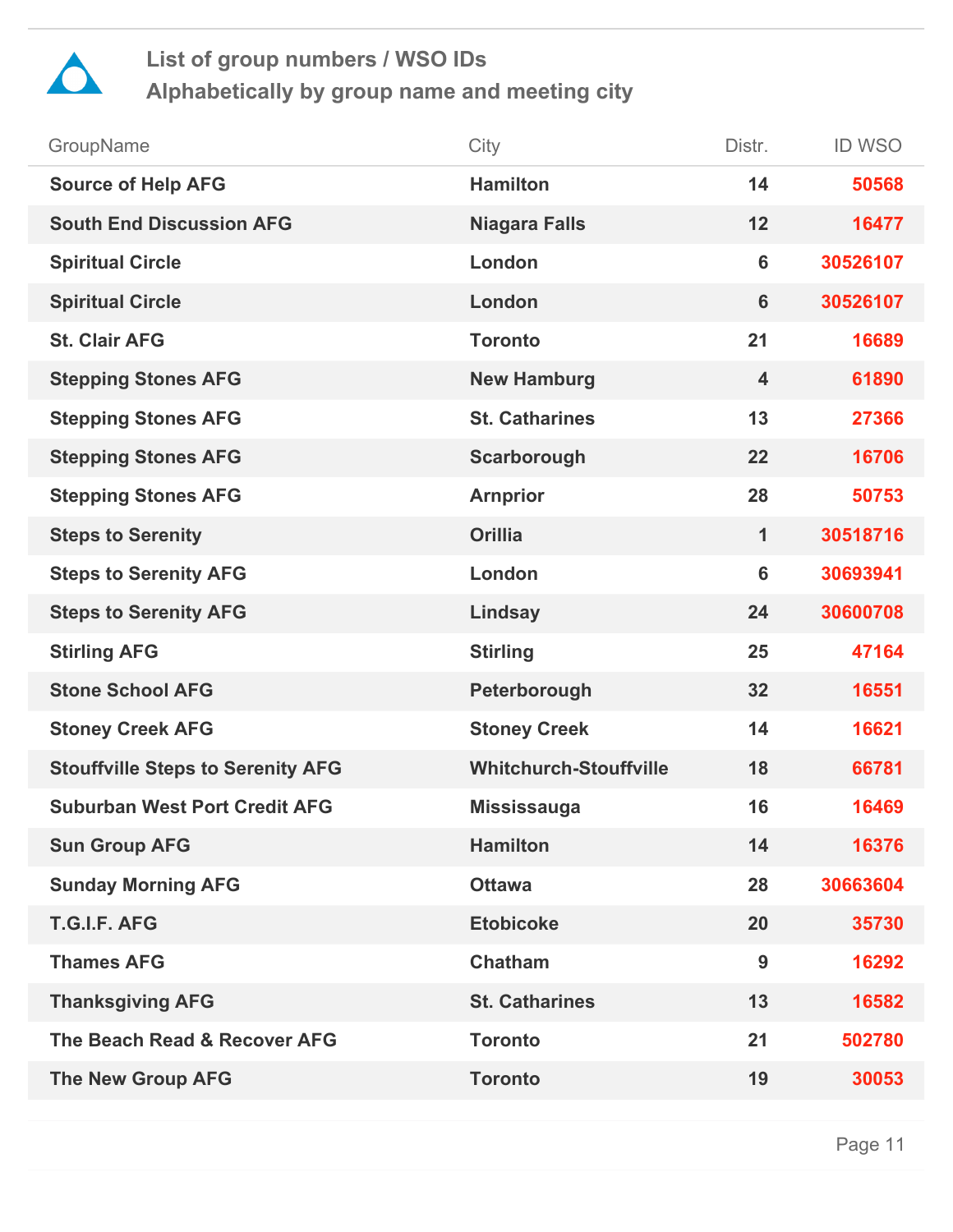## List of group numbers / WSO IDs
## Alphabetically by group name and meeting city

| GroupName | City | Distr. | ID WSO |
|---|---|---|---|
| **Source of Help AFG** | **Hamilton** | **14** | **50568** |
| **South End Discussion AFG** | **Niagara Falls** | **12** | **16477** |
| **Spiritual Circle** | **London** | **6** | **30526107** |
| **Spiritual Circle** | **London** | **6** | **30526107** |
| **St. Clair AFG** | **Toronto** | **21** | **16689** |
| **Stepping Stones AFG** | **New Hamburg** | **4** | **61890** |
| **Stepping Stones AFG** | **St. Catharines** | **13** | **27366** |
| **Stepping Stones AFG** | **Scarborough** | **22** | **16706** |
| **Stepping Stones AFG** | **Arnprior** | **28** | **50753** |
| **Steps to Serenity** | **Orillia** | **1** | **30518716** |
| **Steps to Serenity AFG** | **London** | **6** | **30693941** |
| **Steps to Serenity AFG** | **Lindsay** | **24** | **30600708** |
| **Stirling AFG** | **Stirling** | **25** | **47164** |
| **Stone School AFG** | **Peterborough** | **32** | **16551** |
| **Stoney Creek AFG** | **Stoney Creek** | **14** | **16621** |
| **Stouffville Steps to Serenity AFG** | **Whitchurch-Stouffville** | **18** | **66781** |
| **Suburban West Port Credit AFG** | **Mississauga** | **16** | **16469** |
| **Sun Group AFG** | **Hamilton** | **14** | **16376** |
| **Sunday Morning AFG** | **Ottawa** | **28** | **30663604** |
| **T.G.I.F. AFG** | **Etobicoke** | **20** | **35730** |
| **Thames AFG** | **Chatham** | **9** | **16292** |
| **Thanksgiving AFG** | **St. Catharines** | **13** | **16582** |
| **The Beach Read & Recover AFG** | **Toronto** | **21** | **502780** |
| **The New Group AFG** | **Toronto** | **19** | **30053** |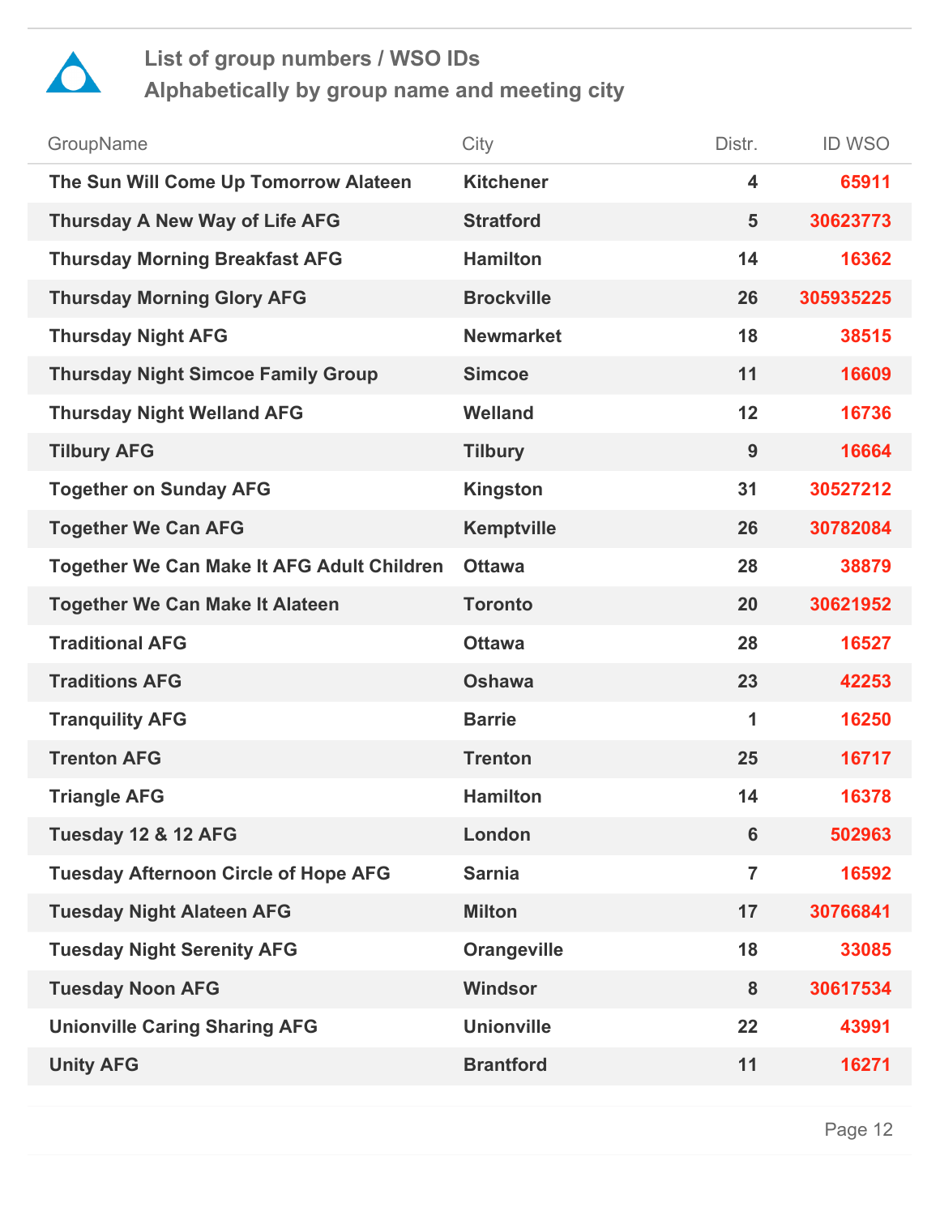# List of group numbers / WSO IDs
## Alphabetically by group name and meeting city

| GroupName | City | Distr. | ID WSO |
|---|---|---|---|
| The Sun Will Come Up Tomorrow Alateen | Kitchener | 4 | 65911 |
| Thursday A New Way of Life AFG | Stratford | 5 | 30623773 |
| Thursday Morning Breakfast AFG | Hamilton | 14 | 16362 |
| Thursday Morning Glory AFG | Brockville | 26 | 305935225 |
| Thursday Night AFG | Newmarket | 18 | 38515 |
| Thursday Night Simcoe Family Group | Simcoe | 11 | 16609 |
| Thursday Night Welland AFG | Welland | 12 | 16736 |
| Tilbury AFG | Tilbury | 9 | 16664 |
| Together on Sunday AFG | Kingston | 31 | 30527212 |
| Together We Can AFG | Kemptville | 26 | 30782084 |
| Together We Can Make It AFG Adult Children | Ottawa | 28 | 38879 |
| Together We Can Make It Alateen | Toronto | 20 | 30621952 |
| Traditional AFG | Ottawa | 28 | 16527 |
| Traditions AFG | Oshawa | 23 | 42253 |
| Tranquility AFG | Barrie | 1 | 16250 |
| Trenton AFG | Trenton | 25 | 16717 |
| Triangle AFG | Hamilton | 14 | 16378 |
| Tuesday 12 & 12 AFG | London | 6 | 502963 |
| Tuesday Afternoon Circle of Hope AFG | Sarnia | 7 | 16592 |
| Tuesday Night Alateen AFG | Milton | 17 | 30766841 |
| Tuesday Night Serenity AFG | Orangeville | 18 | 33085 |
| Tuesday Noon AFG | Windsor | 8 | 30617534 |
| Unionville Caring Sharing AFG | Unionville | 22 | 43991 |
| Unity AFG | Brantford | 11 | 16271 |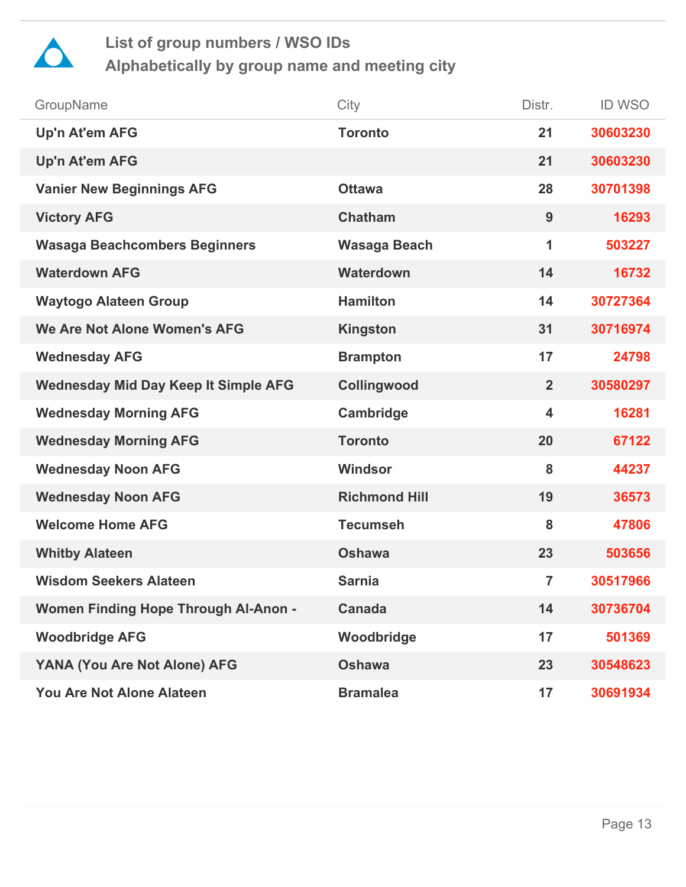## List of group numbers / WSO IDs
### Alphabetically by group name and meeting city

| GroupName | City | Distr. | ID WSO |
|---|---|---|---|
| Up'n At'em AFG | Toronto | 21 | 30603230 |
| Up'n At'em AFG | | 21 | 30603230 |
| Vanier New Beginnings AFG | Ottawa | 28 | 30701398 |
| Victory AFG | Chatham | 9 | 16293 |
| Wasaga Beachcombers Beginners | Wasaga Beach | 1 | 503227 |
| Waterdown AFG | Waterdown | 14 | 16732 |
| Waytogo Alateen Group | Hamilton | 14 | 30727364 |
| We Are Not Alone Women's AFG | Kingston | 31 | 30716974 |
| Wednesday AFG | Brampton | 17 | 24798 |
| Wednesday Mid Day Keep It Simple AFG | Collingwood | 2 | 30580297 |
| Wednesday Morning AFG | Cambridge | 4 | 16281 |
| Wednesday Morning AFG | Toronto | 20 | 67122 |
| Wednesday Noon AFG | Windsor | 8 | 44237 |
| Wednesday Noon AFG | Richmond Hill | 19 | 36573 |
| Welcome Home AFG | Tecumseh | 8 | 47806 |
| Whitby Alateen | Oshawa | 23 | 503656 |
| Wisdom Seekers Alateen | Sarnia | 7 | 30517966 |
| Women Finding Hope Through Al-Anon - | Canada | 14 | 30736704 |
| Woodbridge AFG | Woodbridge | 17 | 501369 |
| YANA (You Are Not Alone) AFG | Oshawa | 23 | 30548623 |
| You Are Not Alone Alateen | Bramalea | 17 | 30691934 |